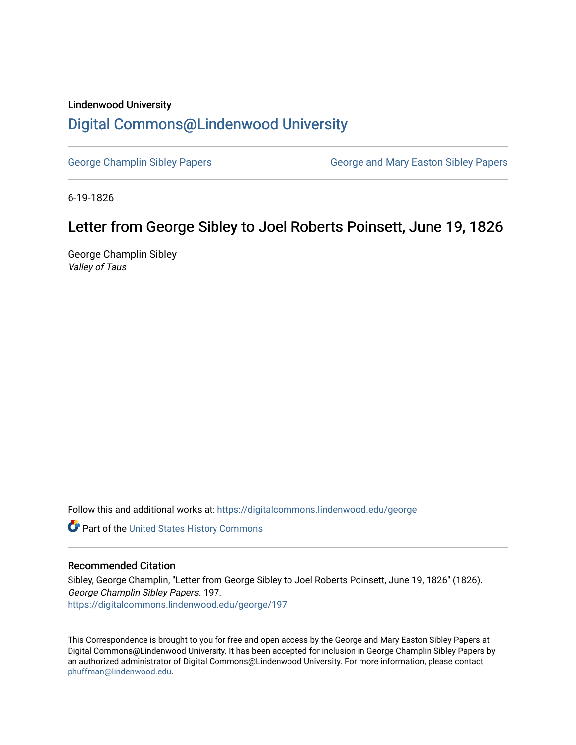Lindenwood University

# Digital Commons@Lindenwood University

George Champlin Sibley Papers | George and Mary Easton Sibley Papers

6-19-1826

## Letter from George Sibley to Joel Roberts Poinsett, June 19, 1826

George Champlin Sibley
*Valley of Taus*

Follow this and additional works at: https://digitalcommons.lindenwood.edu/george

Part of the United States History Commons

### Recommended Citation

Sibley, George Champlin, "Letter from George Sibley to Joel Roberts Poinsett, June 19, 1826" (1826). *George Champlin Sibley Papers*. 197.
https://digitalcommons.lindenwood.edu/george/197

This Correspondence is brought to you for free and open access by the George and Mary Easton Sibley Papers at Digital Commons@Lindenwood University. It has been accepted for inclusion in George Champlin Sibley Papers by an authorized administrator of Digital Commons@Lindenwood University. For more information, please contact phuffman@lindenwood.edu.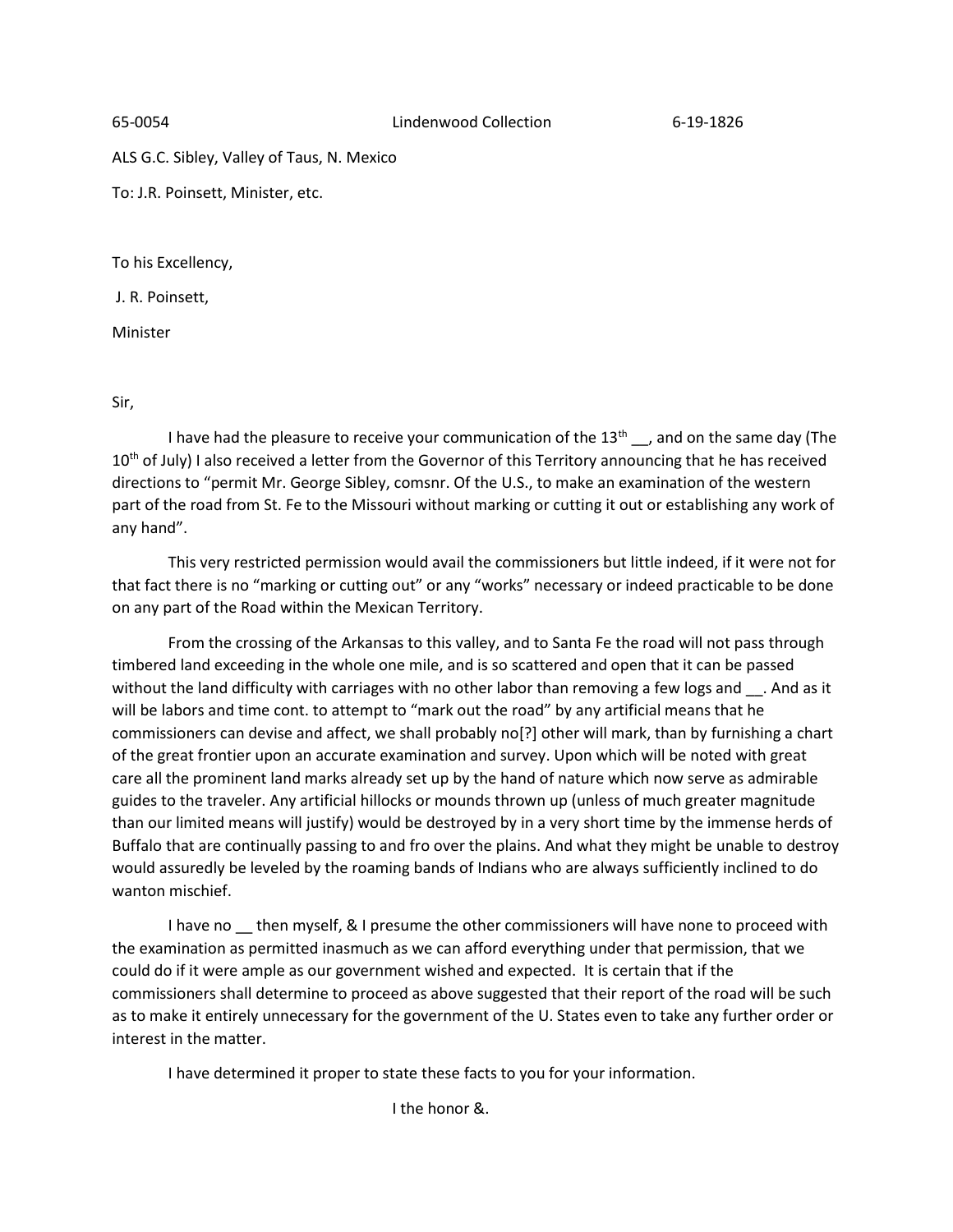65-0054 Lindenwood Collection 6-19-1826

ALS G.C. Sibley, Valley of Taus, N. Mexico

To: J.R. Poinsett, Minister, etc.

To his Excellency,

J. R. Poinsett,

Minister

Sir,

I have had the pleasure to receive your communication of the 13th __, and on the same day (The 10th of July) I also received a letter from the Governor of this Territory announcing that he has received directions to "permit Mr. George Sibley, comsnr. Of the U.S., to make an examination of the western part of the road from St. Fe to the Missouri without marking or cutting it out or establishing any work of any hand".

This very restricted permission would avail the commissioners but little indeed, if it were not for that fact there is no "marking or cutting out" or any "works" necessary or indeed practicable to be done on any part of the Road within the Mexican Territory.

From the crossing of the Arkansas to this valley, and to Santa Fe the road will not pass through timbered land exceeding in the whole one mile, and is so scattered and open that it can be passed without the land difficulty with carriages with no other labor than removing a few logs and __. And as it will be labors and time cont. to attempt to "mark out the road" by any artificial means that he commissioners can devise and affect, we shall probably no[?] other will mark, than by furnishing a chart of the great frontier upon an accurate examination and survey. Upon which will be noted with great care all the prominent land marks already set up by the hand of nature which now serve as admirable guides to the traveler. Any artificial hillocks or mounds thrown up (unless of much greater magnitude than our limited means will justify) would be destroyed by in a very short time by the immense herds of Buffalo that are continually passing to and fro over the plains. And what they might be unable to destroy would assuredly be leveled by the roaming bands of Indians who are always sufficiently inclined to do wanton mischief.

I have no __ then myself, & I presume the other commissioners will have none to proceed with the examination as permitted inasmuch as we can afford everything under that permission, that we could do if it were ample as our government wished and expected. It is certain that if the commissioners shall determine to proceed as above suggested that their report of the road will be such as to make it entirely unnecessary for the government of the U. States even to take any further order or interest in the matter.

I have determined it proper to state these facts to you for your information.

I the honor &.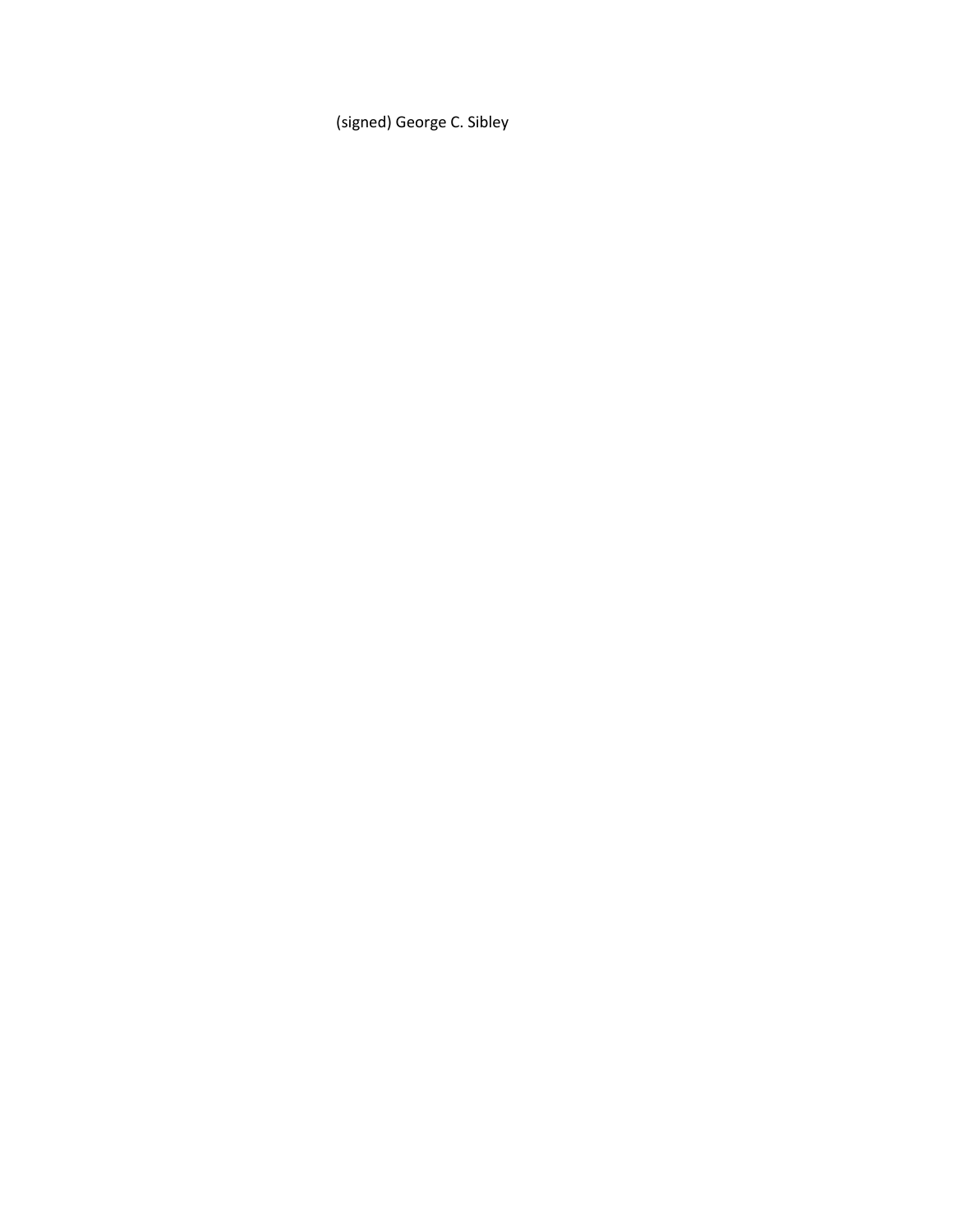(signed) George C. Sibley